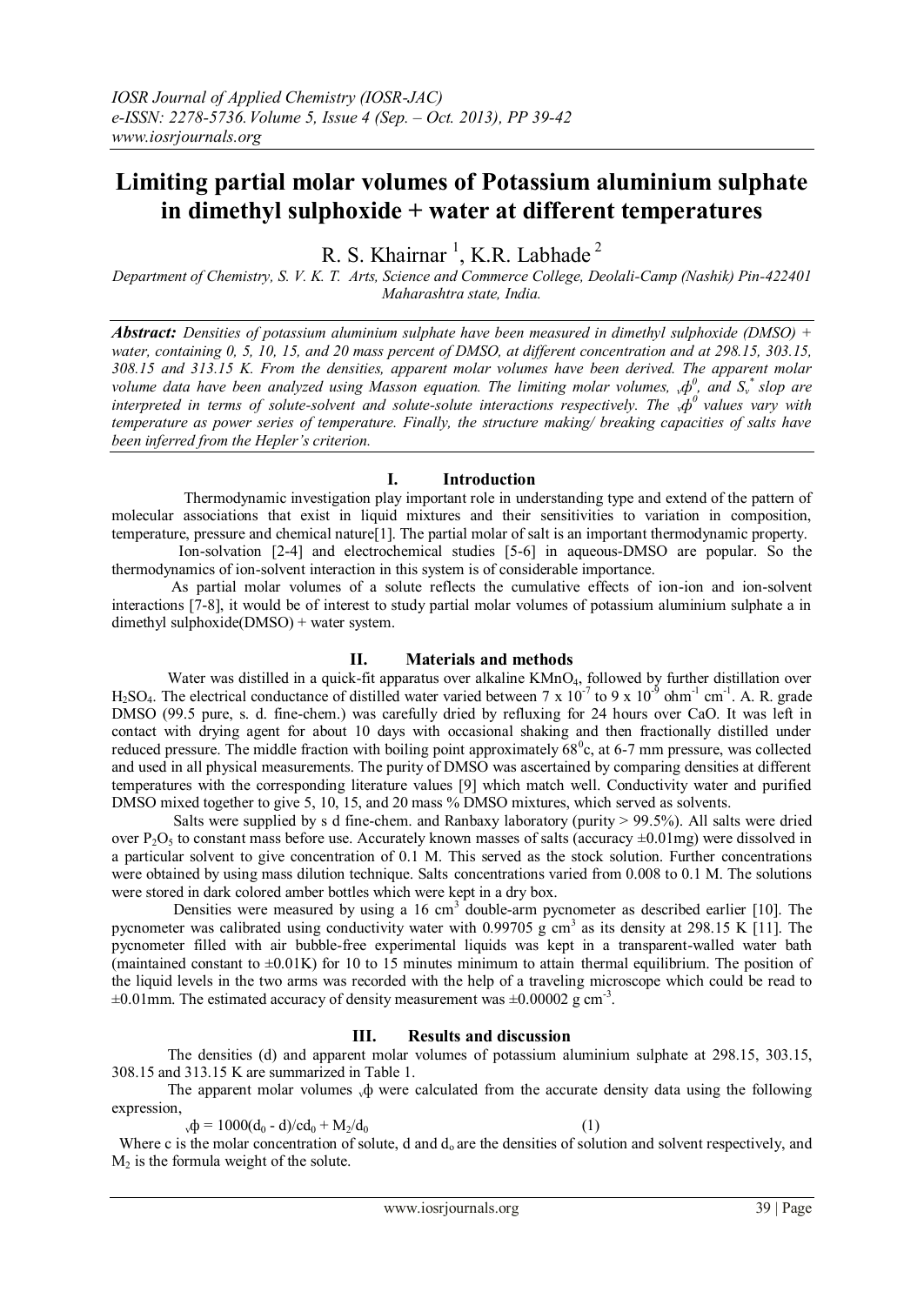*IOSR Journal of Applied Chemistry (IOSR-JAC)*
*e-ISSN: 2278-5736. Volume 5, Issue 4 (Sep. – Oct. 2013), PP 39-42*
*www.iosrjournals.org*

# Limiting partial molar volumes of Potassium aluminium sulphate in dimethyl sulphoxide + water at different temperatures

R. S. Khairnar [1], K.R. Labhade [2]

*Department of Chemistry, S. V. K. T. Arts, Science and Commerce College, Deolali-Camp (Nashik) Pin-422401 Maharashtra state, India.*

***Abstract:*** *Densities of potassium aluminium sulphate have been measured in dimethyl sulphoxide (DMSO) + water, containing 0, 5, 10, 15, and 20 mass percent of DMSO, at different concentration and at 298.15, 303.15, 308.15 and 313.15 K. From the densities, apparent molar volumes have been derived. The apparent molar volume data have been analyzed using Masson equation. The limiting molar volumes, $_v\phi^0$, and $S_v^*$ slop are interpreted in terms of solute-solvent and solute-solute interactions respectively. The $_v\phi^0$ values vary with temperature as power series of temperature. Finally, the structure making/ breaking capacities of salts have been inferred from the Hepler's criterion.*

## I. Introduction

Thermodynamic investigation play important role in understanding type and extend of the pattern of molecular associations that exist in liquid mixtures and their sensitivities to variation in composition, temperature, pressure and chemical nature[1]. The partial molar of salt is an important thermodynamic property.

Ion-solvation [2-4] and electrochemical studies [5-6] in aqueous-DMSO are popular. So the thermodynamics of ion-solvent interaction in this system is of considerable importance.

As partial molar volumes of a solute reflects the cumulative effects of ion-ion and ion-solvent interactions [7-8], it would be of interest to study partial molar volumes of potassium aluminium sulphate a in dimethyl sulphoxide(DMSO) + water system.

## II. Materials and methods

Water was distilled in a quick-fit apparatus over alkaline $KMnO_4$, followed by further distillation over $H_2SO_4$. The electrical conductance of distilled water varied between $7 \times 10^{-7}$ to $9 \times 10^{-9}$ $ohm^{-1}$ $cm^{-1}$. A. R. grade DMSO (99.5 pure, s. d. fine-chem.) was carefully dried by refluxing for 24 hours over CaO. It was left in contact with drying agent for about 10 days with occasional shaking and then fractionally distilled under reduced pressure. The middle fraction with boiling point approximately $68^0$c, at 6-7 mm pressure, was collected and used in all physical measurements. The purity of DMSO was ascertained by comparing densities at different temperatures with the corresponding literature values [9] which match well. Conductivity water and purified DMSO mixed together to give 5, 10, 15, and 20 mass % DMSO mixtures, which served as solvents.

Salts were supplied by s d fine-chem. and Ranbaxy laboratory (purity > 99.5%). All salts were dried over $P_2O_5$ to constant mass before use. Accurately known masses of salts (accuracy ±0.01mg) were dissolved in a particular solvent to give concentration of 0.1 M. This served as the stock solution. Further concentrations were obtained by using mass dilution technique. Salts concentrations varied from 0.008 to 0.1 M. The solutions were stored in dark colored amber bottles which were kept in a dry box.

Densities were measured by using a 16 $cm^3$ double-arm pycnometer as described earlier [10]. The pycnometer was calibrated using conductivity water with 0.99705 g $cm^3$ as its density at 298.15 K [11]. The pycnometer filled with air bubble-free experimental liquids was kept in a transparent-walled water bath (maintained constant to ±0.01K) for 10 to 15 minutes minimum to attain thermal equilibrium. The position of the liquid levels in the two arms was recorded with the help of a traveling microscope which could be read to ±0.01mm. The estimated accuracy of density measurement was ±0.00002 g $cm^{-3}$.

## III. Results and discussion

The densities (d) and apparent molar volumes of potassium aluminium sulphate at 298.15, 303.15, 308.15 and 313.15 K are summarized in Table 1.

The apparent molar volumes $_v\phi$ were calculated from the accurate density data using the following expression,

$$_v\phi = 1000(d_0 - d)/cd_0 + M_2/d_0 \qquad (1)$$

Where c is the molar concentration of solute, d and $d_o$ are the densities of solution and solvent respectively, and $M_2$ is the formula weight of the solute.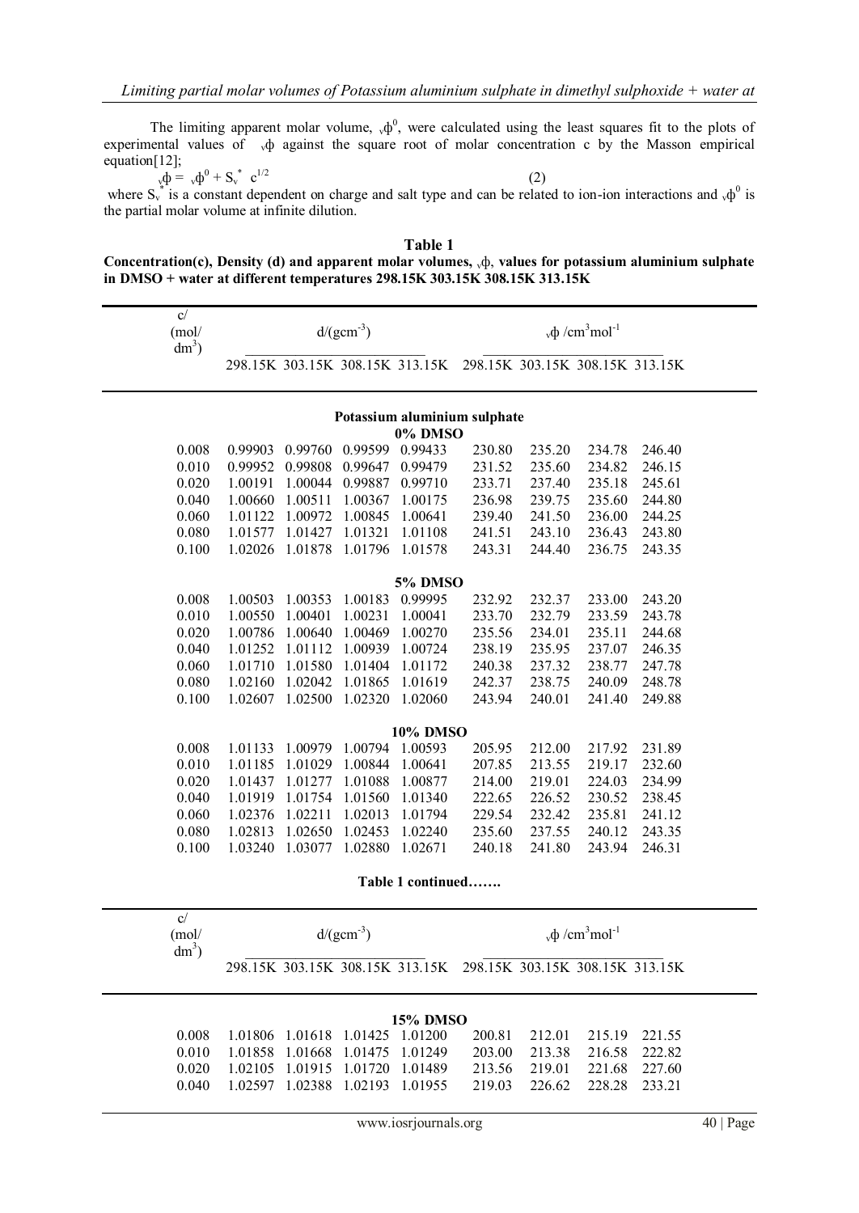The limiting apparent molar volume, ${}_{v}\phi^{0}$, were calculated using the least squares fit to the plots of experimental values of ${}_{v}\phi$ against the square root of molar concentration c by the Masson empirical equation[12];

$$ {}_{v}\phi = {}_{v}\phi^{0} + S_{v}^{*}\ c^{1/2} \qquad (2)$$

where $S_{v}^{*}$ is a constant dependent on charge and salt type and can be related to ion-ion interactions and ${}_{v}\phi^{0}$ is the partial molar volume at infinite dilution.

**Table 1**

**Concentration(c), Density (d) and apparent molar volumes, ${}_{v}\phi$, values for potassium aluminium sulphate in DMSO + water at different temperatures 298.15K 303.15K 308.15K 313.15K**

| c/ (mol/ dm$^3$) | d/(gcm$^{-3}$) | | | | ${}_{v}\phi$ /cm$^3$mol$^{-1}$ | | | |
|---|---|---|---|---|---|---|---|---|
| | 298.15K | 303.15K | 308.15K | 313.15K | 298.15K | 303.15K | 308.15K | 313.15K |
| **Potassium aluminium sulphate** | | | | | | | | |
| **0% DMSO** | | | | | | | | |
| 0.008 | 0.99903 | 0.99760 | 0.99599 | 0.99433 | 230.80 | 235.20 | 234.78 | 246.40 |
| 0.010 | 0.99952 | 0.99808 | 0.99647 | 0.99479 | 231.52 | 235.60 | 234.82 | 246.15 |
| 0.020 | 1.00191 | 1.00044 | 0.99887 | 0.99710 | 233.71 | 237.40 | 235.18 | 245.61 |
| 0.040 | 1.00660 | 1.00511 | 1.00367 | 1.00175 | 236.98 | 239.75 | 235.60 | 244.80 |
| 0.060 | 1.01122 | 1.00972 | 1.00845 | 1.00641 | 239.40 | 241.50 | 236.00 | 244.25 |
| 0.080 | 1.01577 | 1.01427 | 1.01321 | 1.01108 | 241.51 | 243.10 | 236.43 | 243.80 |
| 0.100 | 1.02026 | 1.01878 | 1.01796 | 1.01578 | 243.31 | 244.40 | 236.75 | 243.35 |
| **5% DMSO** | | | | | | | | |
| 0.008 | 1.00503 | 1.00353 | 1.00183 | 0.99995 | 232.92 | 232.37 | 233.00 | 243.20 |
| 0.010 | 1.00550 | 1.00401 | 1.00231 | 1.00041 | 233.70 | 232.79 | 233.59 | 243.78 |
| 0.020 | 1.00786 | 1.00640 | 1.00469 | 1.00270 | 235.56 | 234.01 | 235.11 | 244.68 |
| 0.040 | 1.01252 | 1.01112 | 1.00939 | 1.00724 | 238.19 | 235.95 | 237.07 | 246.35 |
| 0.060 | 1.01710 | 1.01580 | 1.01404 | 1.01172 | 240.38 | 237.32 | 238.77 | 247.78 |
| 0.080 | 1.02160 | 1.02042 | 1.01865 | 1.01619 | 242.37 | 238.75 | 240.09 | 248.78 |
| 0.100 | 1.02607 | 1.02500 | 1.02320 | 1.02060 | 243.94 | 240.01 | 241.40 | 249.88 |
| **10% DMSO** | | | | | | | | |
| 0.008 | 1.01133 | 1.00979 | 1.00794 | 1.00593 | 205.95 | 212.00 | 217.92 | 231.89 |
| 0.010 | 1.01185 | 1.01029 | 1.00844 | 1.00641 | 207.85 | 213.55 | 219.17 | 232.60 |
| 0.020 | 1.01437 | 1.01277 | 1.01088 | 1.00877 | 214.00 | 219.01 | 224.03 | 234.99 |
| 0.040 | 1.01919 | 1.01754 | 1.01560 | 1.01340 | 222.65 | 226.52 | 230.52 | 238.45 |
| 0.060 | 1.02376 | 1.02211 | 1.02013 | 1.01794 | 229.54 | 232.42 | 235.81 | 241.12 |
| 0.080 | 1.02813 | 1.02650 | 1.02453 | 1.02240 | 235.60 | 237.55 | 240.12 | 243.35 |
| 0.100 | 1.03240 | 1.03077 | 1.02880 | 1.02671 | 240.18 | 241.80 | 243.94 | 246.31 |

**Table 1 continued…….**

| c/ (mol/ dm$^3$) | d/(gcm$^{-3}$) | | | | ${}_{v}\phi$ /cm$^3$mol$^{-1}$ | | | |
|---|---|---|---|---|---|---|---|---|
| | 298.15K | 303.15K | 308.15K | 313.15K | 298.15K | 303.15K | 308.15K | 313.15K |
| **15% DMSO** | | | | | | | | |
| 0.008 | 1.01806 | 1.01618 | 1.01425 | 1.01200 | 200.81 | 212.01 | 215.19 | 221.55 |
| 0.010 | 1.01858 | 1.01668 | 1.01475 | 1.01249 | 203.00 | 213.38 | 216.58 | 222.82 |
| 0.020 | 1.02105 | 1.01915 | 1.01720 | 1.01489 | 213.56 | 219.01 | 221.68 | 227.60 |
| 0.040 | 1.02597 | 1.02388 | 1.02193 | 1.01955 | 219.03 | 226.62 | 228.28 | 233.21 |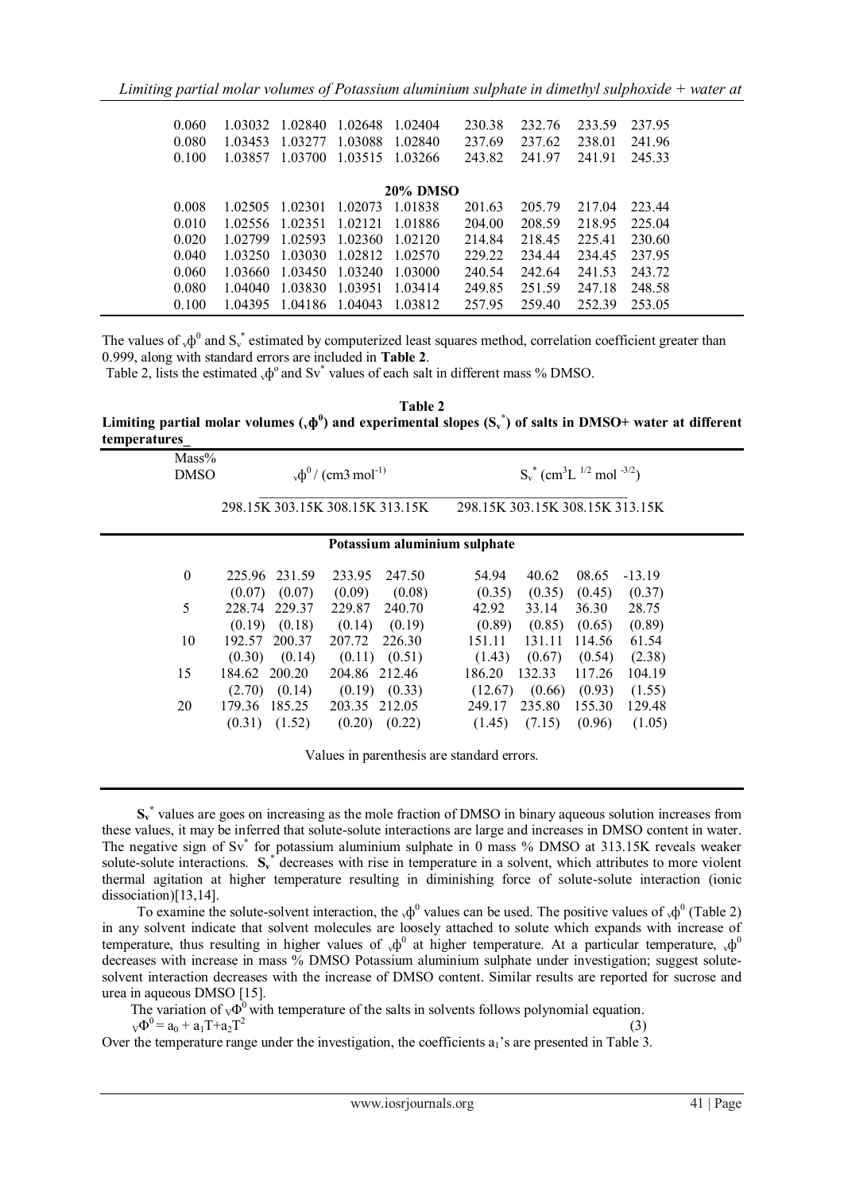| | | | | | | | | |
|---|---|---|---|---|---|---|---|---|
| 0.060 | 1.03032 | 1.02840 | 1.02648 | 1.02404 | 230.38 | 232.76 | 233.59 | 237.95 |
| 0.080 | 1.03453 | 1.03277 | 1.03088 | 1.02840 | 237.69 | 237.62 | 238.01 | 241.96 |
| 0.100 | 1.03857 | 1.03700 | 1.03515 | 1.03266 | 243.82 | 241.97 | 241.91 | 245.33 |
| **20% DMSO** | | | | | | | | |
| 0.008 | 1.02505 | 1.02301 | 1.02073 | 1.01838 | 201.63 | 205.79 | 217.04 | 223.44 |
| 0.010 | 1.02556 | 1.02351 | 1.02121 | 1.01886 | 204.00 | 208.59 | 218.95 | 225.04 |
| 0.020 | 1.02799 | 1.02593 | 1.02360 | 1.02120 | 214.84 | 218.45 | 225.41 | 230.60 |
| 0.040 | 1.03250 | 1.03030 | 1.02812 | 1.02570 | 229.22 | 234.44 | 234.45 | 237.95 |
| 0.060 | 1.03660 | 1.03450 | 1.03240 | 1.03000 | 240.54 | 242.64 | 241.53 | 243.72 |
| 0.080 | 1.04040 | 1.03830 | 1.03951 | 1.03414 | 249.85 | 251.59 | 247.18 | 248.58 |
| 0.100 | 1.04395 | 1.04186 | 1.04043 | 1.03812 | 257.95 | 259.40 | 252.39 | 253.05 |

The values of ${}_v\phi^0$ and $S_v^*$ estimated by computerized least squares method, correlation coefficient greater than 0.999, along with standard errors are included in **Table 2**.

Table 2, lists the estimated ${}_v\phi^o$ and $Sv^*$ values of each salt in different mass % DMSO.

**Table 2**

**Limiting partial molar volumes (${}_v\phi^0$) and experimental slopes ($S_v^*$) of salts in DMSO+ water at different temperatures**

| Mass% DMSO | ${}_v\phi^0$ / (cm3 mol$^{-1}$) | | | | $S_v^*$ (cm$^3$L $^{1/2}$ mol $^{-3/2}$) | | | |
|---|---|---|---|---|---|---|---|---|
| | 298.15K | 303.15K | 308.15K | 313.15K | 298.15K | 303.15K | 308.15K | 313.15K |
| **Potassium aluminium sulphate** | | | | | | | | |
| 0 | 225.96 | 231.59 | 233.95 | 247.50 | 54.94 | 40.62 | 08.65 | -13.19 |
| | (0.07) | (0.07) | (0.09) | (0.08) | (0.35) | (0.35) | (0.45) | (0.37) |
| 5 | 228.74 | 229.37 | 229.87 | 240.70 | 42.92 | 33.14 | 36.30 | 28.75 |
| | (0.19) | (0.18) | (0.14) | (0.19) | (0.89) | (0.85) | (0.65) | (0.89) |
| 10 | 192.57 | 200.37 | 207.72 | 226.30 | 151.11 | 131.11 | 114.56 | 61.54 |
| | (0.30) | (0.14) | (0.11) | (0.51) | (1.43) | (0.67) | (0.54) | (2.38) |
| 15 | 184.62 | 200.20 | 204.86 | 212.46 | 186.20 | 132.33 | 117.26 | 104.19 |
| | (2.70) | (0.14) | (0.19) | (0.33) | (12.67) | (0.66) | (0.93) | (1.55) |
| 20 | 179.36 | 185.25 | 203.35 | 212.05 | 249.17 | 235.80 | 155.30 | 129.48 |
| | (0.31) | (1.52) | (0.20) | (0.22) | (1.45) | (7.15) | (0.96) | (1.05) |

Values in parenthesis are standard errors.

**$S_v^*$** values are goes on increasing as the mole fraction of DMSO in binary aqueous solution increases from these values, it may be inferred that solute-solute interactions are large and increases in DMSO content in water. The negative sign of $Sv^*$ for potassium aluminium sulphate in 0 mass % DMSO at 313.15K reveals weaker solute-solute interactions. **$S_v^*$** decreases with rise in temperature in a solvent, which attributes to more violent thermal agitation at higher temperature resulting in diminishing force of solute-solute interaction (ionic dissociation)[13,14].

To examine the solute-solvent interaction, the ${}_v\phi^0$ values can be used. The positive values of ${}_v\phi^0$ (Table 2) in any solvent indicate that solvent molecules are loosely attached to solute which expands with increase of temperature, thus resulting in higher values of ${}_v\phi^0$ at higher temperature. At a particular temperature, ${}_v\phi^0$ decreases with increase in mass % DMSO Potassium aluminium sulphate under investigation; suggest solute-solvent interaction decreases with the increase of DMSO content. Similar results are reported for sucrose and urea in aqueous DMSO [15].

The variation of ${}_V\Phi^0$ with temperature of the salts in solvents follows polynomial equation.

$$ {}_V\Phi^0 = a_0 + a_1T + a_2T^2 \qquad (3)$$

Over the temperature range under the investigation, the coefficients $a_1$'s are presented in Table 3.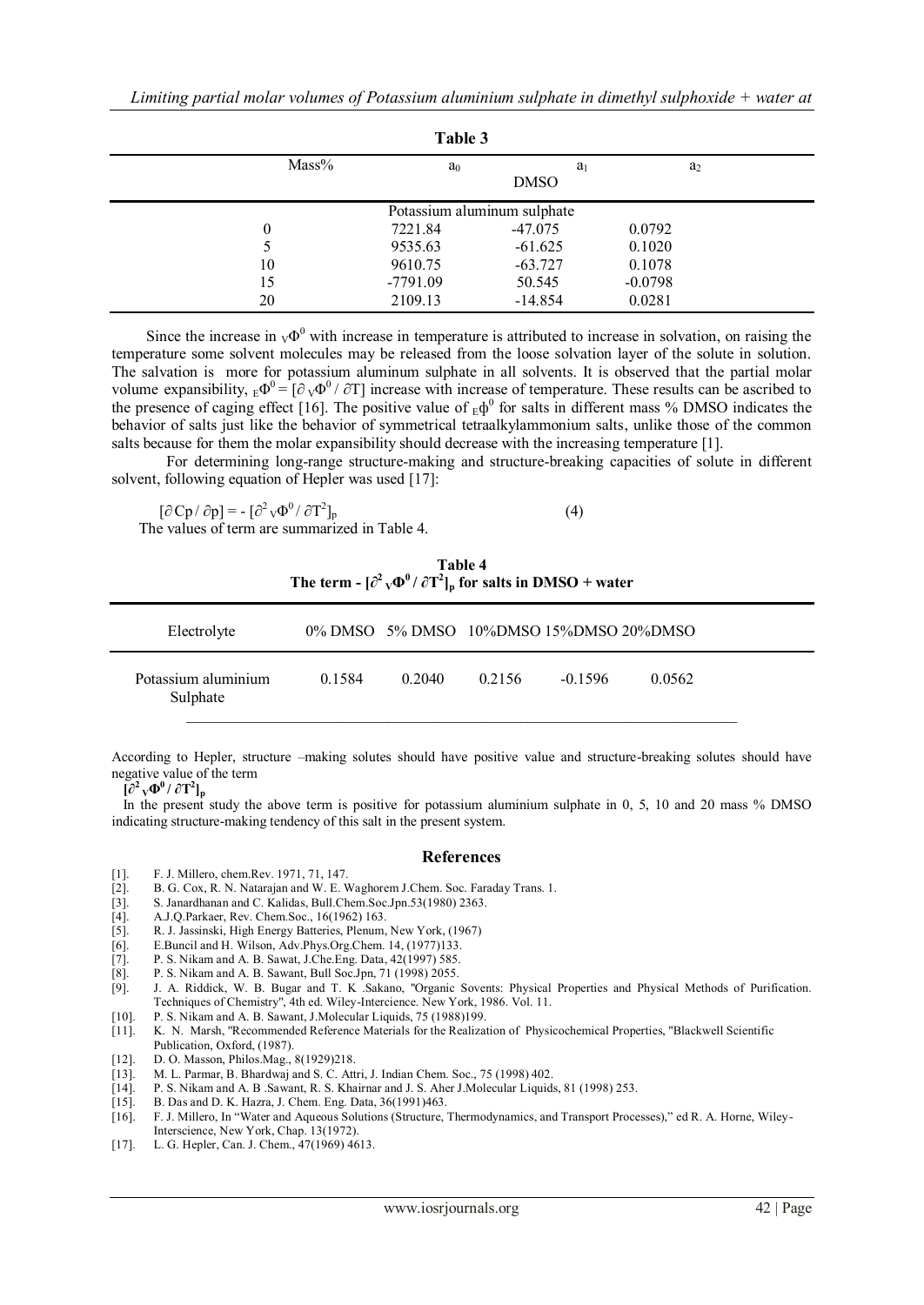**Table 3**

| Mass% | $a_0$ | $a_1$ DMSO | $a_2$ |
|---|---|---|---|
| Potassium aluminum sulphate | | | |
| 0 | 7221.84 | -47.075 | 0.0792 |
| 5 | 9535.63 | -61.625 | 0.1020 |
| 10 | 9610.75 | -63.727 | 0.1078 |
| 15 | -7791.09 | 50.545 | -0.0798 |
| 20 | 2109.13 | -14.854 | 0.0281 |

Since the increase in ${}_V\Phi^0$ with increase in temperature is attributed to increase in solvation, on raising the temperature some solvent molecules may be released from the loose solvation layer of the solute in solution. The salvation is more for potassium aluminum sulphate in all solvents. It is observed that the partial molar volume expansibility, ${}_E\Phi^0 = [\partial\, {}_V\Phi^0 / \partial T]$ increase with increase of temperature. These results can be ascribed to the presence of caging effect [16]. The positive value of ${}_E\phi^0$ for salts in different mass % DMSO indicates the behavior of salts just like the behavior of symmetrical tetraalkylammonium salts, unlike those of the common salts because for them the molar expansibility should decrease with the increasing temperature [1].

For determining long-range structure-making and structure-breaking capacities of solute in different solvent, following equation of Hepler was used [17]:

$$[\partial Cp / \partial p] = - [\partial^2 {}_V\Phi^0 / \partial T^2]_p \qquad (4)$$

The values of term are summarized in Table 4.

**Table 4**
**The term - $[\partial^2 {}_V\Phi^0 / \partial T^2]_p$ for salts in DMSO + water**

| Electrolyte | 0% DMSO | 5% DMSO | 10%DMSO | 15%DMSO | 20%DMSO |
|---|---|---|---|---|---|
| Potassium aluminium Sulphate | 0.1584 | 0.2040 | 0.2156 | -0.1596 | 0.0562 |

According to Hepler, structure –making solutes should have positive value and structure-breaking solutes should have negative value of the term

$[\partial^2 {}_V\Phi^0 / \partial T^2]_p$

In the present study the above term is positive for potassium aluminium sulphate in 0, 5, 10 and 20 mass % DMSO indicating structure-making tendency of this salt in the present system.

## References

[1]. F. J. Millero, chem.Rev. 1971, 71, 147.
[2]. B. G. Cox, R. N. Natarajan and W. E. Waghorem J.Chem. Soc. Faraday Trans. 1.
[3]. S. Janardhanan and C. Kalidas, Bull.Chem.Soc.Jpn.53(1980) 2363.
[4]. A.J.Q.Parkaer, Rev. Chem.Soc., 16(1962) 163.
[5]. R. J. Jassinski, High Energy Batteries, Plenum, New York, (1967)
[6]. E.Buncil and H. Wilson, Adv.Phys.Org.Chem. 14, (1977)133.
[7]. P. S. Nikam and A. B. Sawat, J.Che.Eng. Data, 42(1997) 585.
[8]. P. S. Nikam and A. B. Sawant, Bull Soc.Jpn, 71 (1998) 2055.
[9]. J. A. Riddick, W. B. Bugar and T. K .Sakano, "Organic Sovents: Physical Properties and Physical Methods of Purification. Techniques of Chemistry", 4th ed. Wiley-Intercience. New York, 1986. Vol. 11.
[10]. P. S. Nikam and A. B. Sawant, J.Molecular Liquids, 75 (1988)199.
[11]. K. N. Marsh, "Recommended Reference Materials for the Realization of Physicochemical Properties, "Blackwell Scientific Publication, Oxford, (1987).
[12]. D. O. Masson, Philos.Mag., 8(1929)218.
[13]. M. L. Parmar, B. Bhardwaj and S. C. Attri, J. Indian Chem. Soc., 75 (1998) 402.
[14]. P. S. Nikam and A. B .Sawant, R. S. Khairnar and J. S. Aher J.Molecular Liquids, 81 (1998) 253.
[15]. B. Das and D. K. Hazra, J. Chem. Eng. Data, 36(1991)463.
[16]. F. J. Millero, In "Water and Aqueous Solutions (Structure, Thermodynamics, and Transport Processes)," ed R. A. Horne, Wiley-Interscience, New York, Chap. 13(1972).
[17]. L. G. Hepler, Can. J. Chem., 47(1969) 4613.